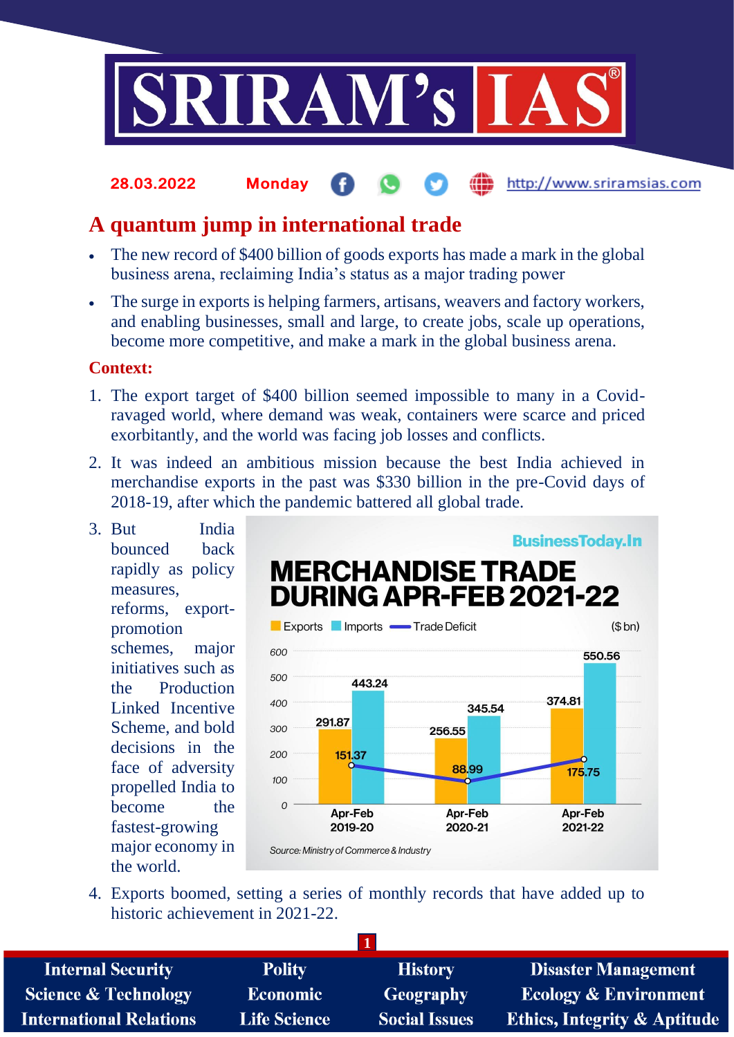28.03.2022 Monday http://www.sriramsias.com

# A quantum jump in international trade

- The new record of $400 billion of goods exports has made a mark in the global business arena, reclaiming India's status as a major trading power
- The surge in exports is helping farmers, artisans, weavers and factory workers, and enabling businesses, small and large, to create jobs, scale up operations, become more competitive, and make a mark in the global business arena.

## Context:

1. The export target of $400 billion seemed impossible to many in a Covid-ravaged world, where demand was weak, containers were scarce and priced exorbitantly, and the world was facing job losses and conflicts.
2. It was indeed an ambitious mission because the best India achieved in merchandise exports in the past was $330 billion in the pre-Covid days of 2018-19, after which the pandemic battered all global trade.
3. But India bounced back rapidly as policy measures, reforms, export-promotion schemes, major initiatives such as the Production Linked Incentive Scheme, and bold decisions in the face of adversity propelled India to become the fastest-growing major economy in the world.

BusinessToday.In

**MERCHANDISE TRADE DURING APR-FEB 2021-22**

($ bn)

| | Exports | Imports | Trade Deficit |
|---|---|---|---|
| Apr-Feb 2019-20 | 291.87 | 443.24 | 151.37 |
| Apr-Feb 2020-21 | 256.55 | 345.54 | 88.99 |
| Apr-Feb 2021-22 | 374.81 | 550.56 | 175.75 |

Source: Ministry of Commerce & Industry

4. Exports boomed, setting a series of monthly records that have added up to historic achievement in 2021-22.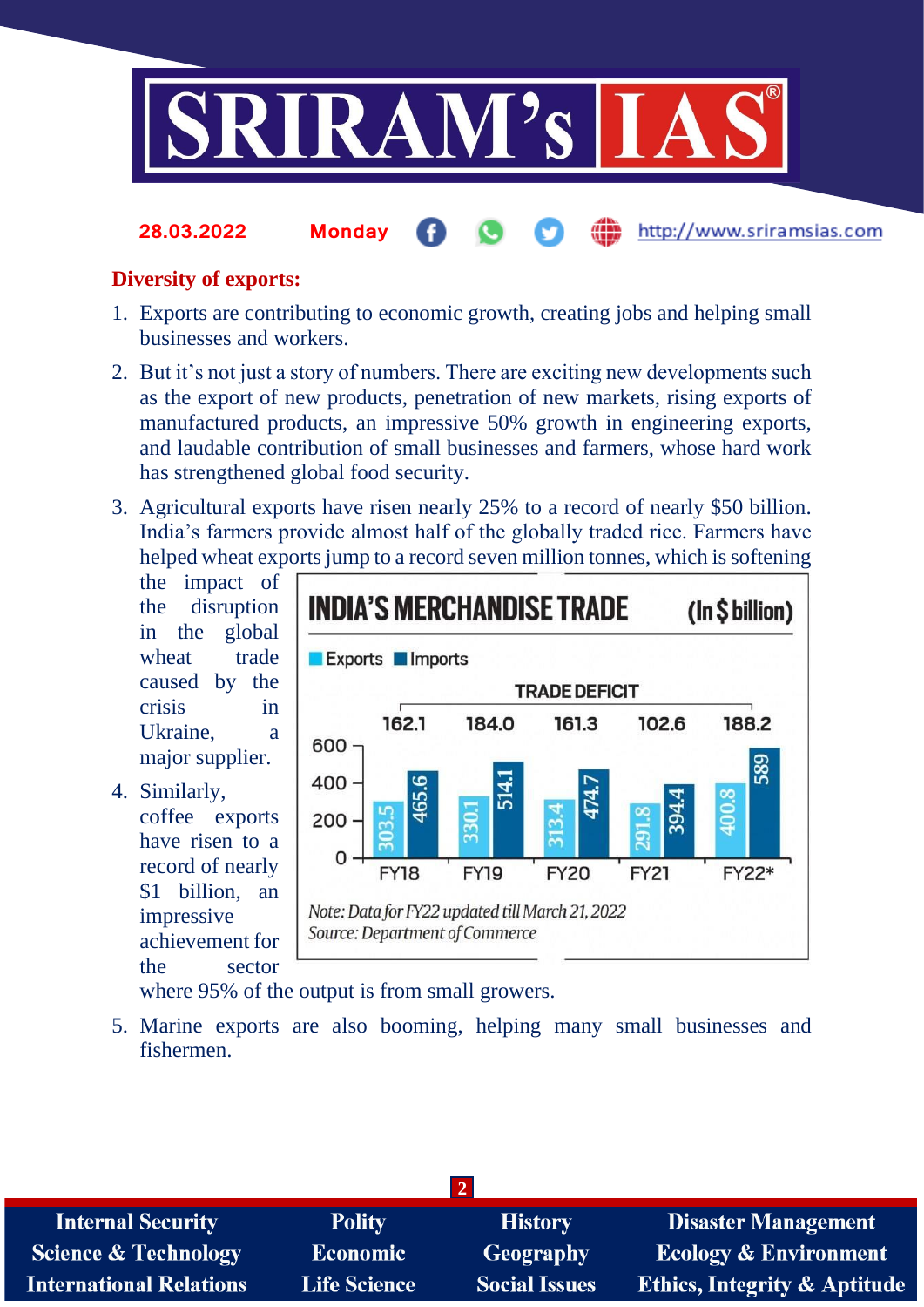### Diversity of exports:

1. Exports are contributing to economic growth, creating jobs and helping small businesses and workers.
2. But it's not just a story of numbers. There are exciting new developments such as the export of new products, penetration of new markets, rising exports of manufactured products, an impressive 50% growth in engineering exports, and laudable contribution of small businesses and farmers, whose hard work has strengthened global food security.
3. Agricultural exports have risen nearly 25% to a record of nearly $50 billion. India's farmers provide almost half of the globally traded rice. Farmers have helped wheat exports jump to a record seven million tonnes, which is softening the impact of the disruption in the global wheat trade caused by the crisis in Ukraine, a major supplier.
4. Similarly, coffee exports have risen to a record of nearly $1 billion, an impressive achievement for the sector where 95% of the output is from small growers.
5. Marine exports are also booming, helping many small businesses and fishermen.

INDIA'S MERCHANDISE TRADE (In $ billion)

Exports Imports

TRADE DEFICIT

162.1 184.0 161.3 102.6 188.2

600
400
200
0

303.5 465.6
330.1 514.1
313.4 474.7
291.8 394.4
400.8 589

FY18 FY19 FY20 FY21 FY22*

*Note: Data for FY22 updated till March 21, 2022*

*Source: Department of Commerce*